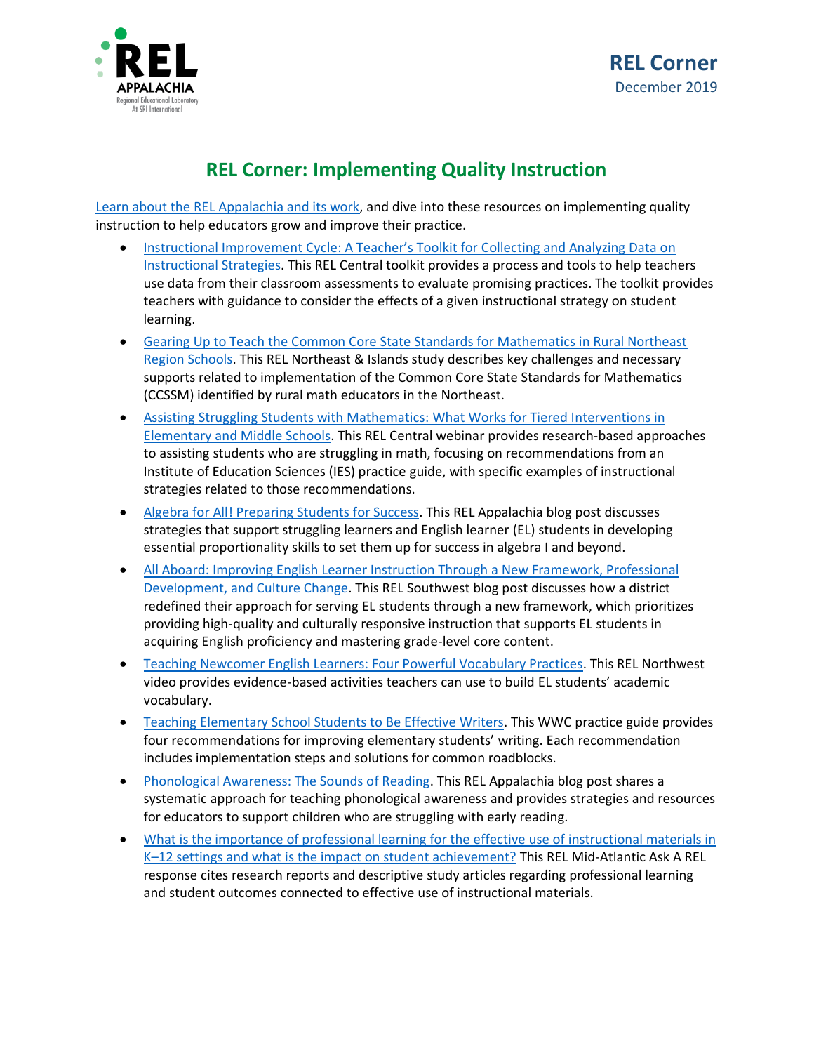REL Corner
December 2019

# REL Corner: Implementing Quality Instruction

Learn about the REL Appalachia and its work, and dive into these resources on implementing quality instruction to help educators grow and improve their practice.

- Instructional Improvement Cycle: A Teacher's Toolkit for Collecting and Analyzing Data on Instructional Strategies. This REL Central toolkit provides a process and tools to help teachers use data from their classroom assessments to evaluate promising practices. The toolkit provides teachers with guidance to consider the effects of a given instructional strategy on student learning.
- Gearing Up to Teach the Common Core State Standards for Mathematics in Rural Northeast Region Schools. This REL Northeast & Islands study describes key challenges and necessary supports related to implementation of the Common Core State Standards for Mathematics (CCSSM) identified by rural math educators in the Northeast.
- Assisting Struggling Students with Mathematics: What Works for Tiered Interventions in Elementary and Middle Schools. This REL Central webinar provides research-based approaches to assisting students who are struggling in math, focusing on recommendations from an Institute of Education Sciences (IES) practice guide, with specific examples of instructional strategies related to those recommendations.
- Algebra for All! Preparing Students for Success. This REL Appalachia blog post discusses strategies that support struggling learners and English learner (EL) students in developing essential proportionality skills to set them up for success in algebra I and beyond.
- All Aboard: Improving English Learner Instruction Through a New Framework, Professional Development, and Culture Change. This REL Southwest blog post discusses how a district redefined their approach for serving EL students through a new framework, which prioritizes providing high-quality and culturally responsive instruction that supports EL students in acquiring English proficiency and mastering grade-level core content.
- Teaching Newcomer English Learners: Four Powerful Vocabulary Practices. This REL Northwest video provides evidence-based activities teachers can use to build EL students' academic vocabulary.
- Teaching Elementary School Students to Be Effective Writers. This WWC practice guide provides four recommendations for improving elementary students' writing. Each recommendation includes implementation steps and solutions for common roadblocks.
- Phonological Awareness: The Sounds of Reading. This REL Appalachia blog post shares a systematic approach for teaching phonological awareness and provides strategies and resources for educators to support children who are struggling with early reading.
- What is the importance of professional learning for the effective use of instructional materials in K–12 settings and what is the impact on student achievement? This REL Mid-Atlantic Ask A REL response cites research reports and descriptive study articles regarding professional learning and student outcomes connected to effective use of instructional materials.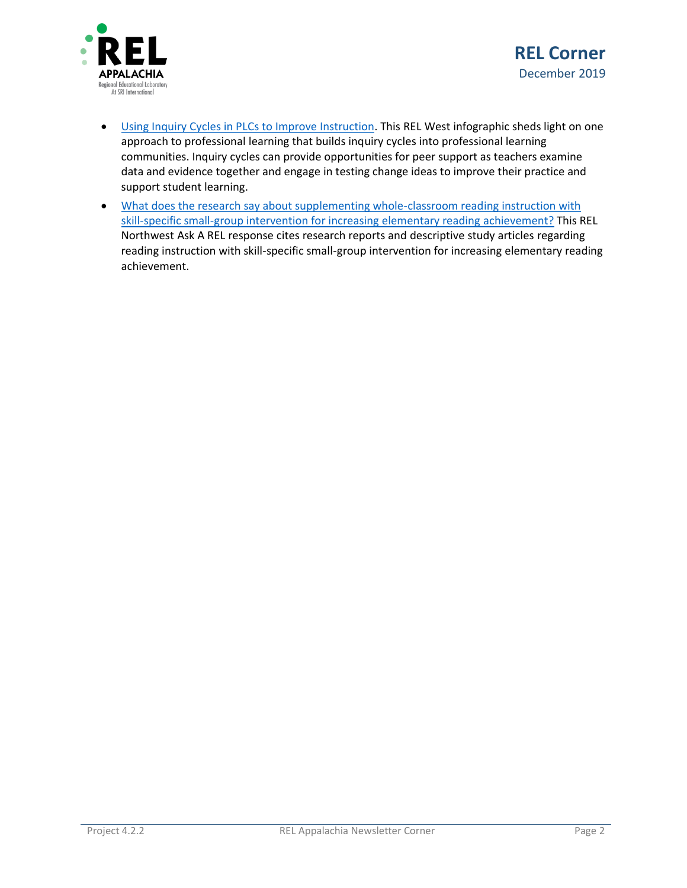- Using Inquiry Cycles in PLCs to Improve Instruction. This REL West infographic sheds light on one approach to professional learning that builds inquiry cycles into professional learning communities. Inquiry cycles can provide opportunities for peer support as teachers examine data and evidence together and engage in testing change ideas to improve their practice and support student learning.
- What does the research say about supplementing whole-classroom reading instruction with skill-specific small-group intervention for increasing elementary reading achievement? This REL Northwest Ask A REL response cites research reports and descriptive study articles regarding reading instruction with skill-specific small-group intervention for increasing elementary reading achievement.